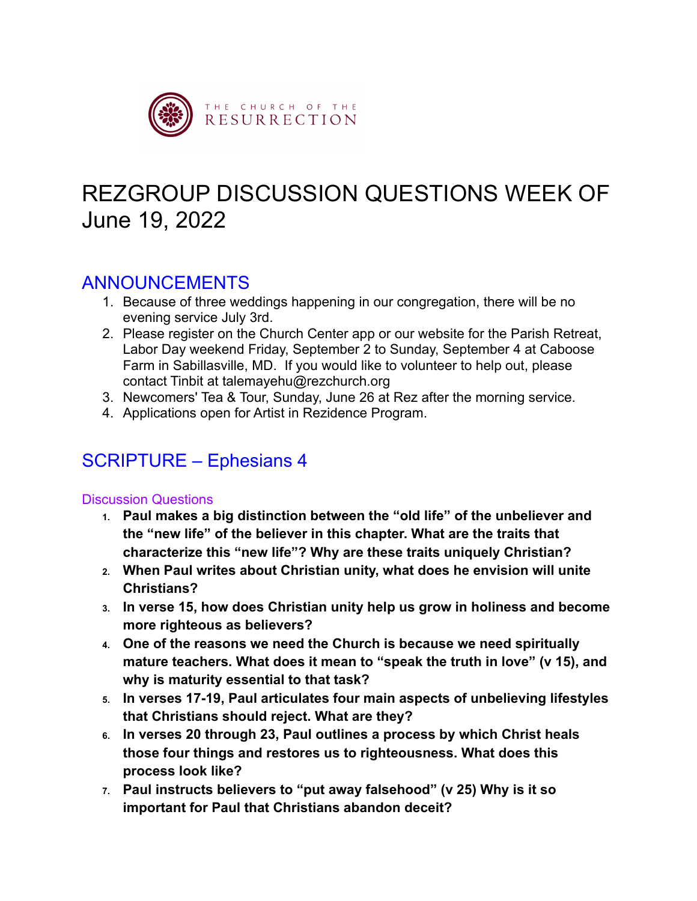THE CHURCH OF THE RESURRECTION

# REZGROUP DISCUSSION QUESTIONS WEEK OF June 19, 2022

## ANNOUNCEMENTS

1. Because of three weddings happening in our congregation, there will be no evening service July 3rd.
2. Please register on the Church Center app or our website for the Parish Retreat, Labor Day weekend Friday, September 2 to Sunday, September 4 at Caboose Farm in Sabillasville, MD. If you would like to volunteer to help out, please contact Tinbit at talemayehu@rezchurch.org
3. Newcomers' Tea & Tour, Sunday, June 26 at Rez after the morning service.
4. Applications open for Artist in Rezidence Program.

## SCRIPTURE – Ephesians 4

### Discussion Questions

1. **Paul makes a big distinction between the "old life" of the unbeliever and the "new life" of the believer in this chapter. What are the traits that characterize this "new life"? Why are these traits uniquely Christian?**
2. **When Paul writes about Christian unity, what does he envision will unite Christians?**
3. **In verse 15, how does Christian unity help us grow in holiness and become more righteous as believers?**
4. **One of the reasons we need the Church is because we need spiritually mature teachers. What does it mean to "speak the truth in love" (v 15), and why is maturity essential to that task?**
5. **In verses 17-19, Paul articulates four main aspects of unbelieving lifestyles that Christians should reject. What are they?**
6. **In verses 20 through 23, Paul outlines a process by which Christ heals those four things and restores us to righteousness. What does this process look like?**
7. **Paul instructs believers to "put away falsehood" (v 25) Why is it so important for Paul that Christians abandon deceit?**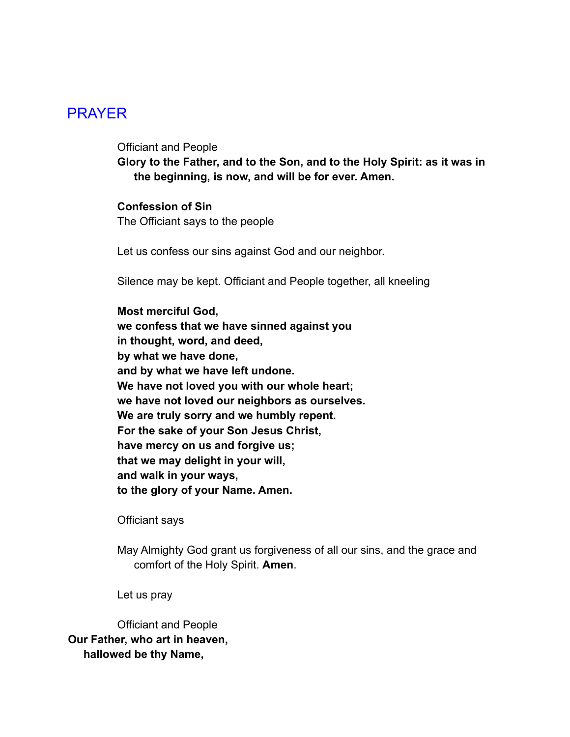## PRAYER

Officiant and People

**Glory to the Father, and to the Son, and to the Holy Spirit: as it was in the beginning, is now, and will be for ever. Amen.**

**Confession of Sin**

The Officiant says to the people

Let us confess our sins against God and our neighbor.

Silence may be kept. Officiant and People together, all kneeling

**Most merciful God,**
**we confess that we have sinned against you**
**in thought, word, and deed,**
**by what we have done,**
**and by what we have left undone.**
**We have not loved you with our whole heart;**
**we have not loved our neighbors as ourselves.**
**We are truly sorry and we humbly repent.**
**For the sake of your Son Jesus Christ,**
**have mercy on us and forgive us;**
**that we may delight in your will,**
**and walk in your ways,**
**to the glory of your Name. Amen.**

Officiant says

May Almighty God grant us forgiveness of all our sins, and the grace and comfort of the Holy Spirit. **Amen**.

Let us pray

Officiant and People

**Our Father, who art in heaven,**
**hallowed be thy Name,**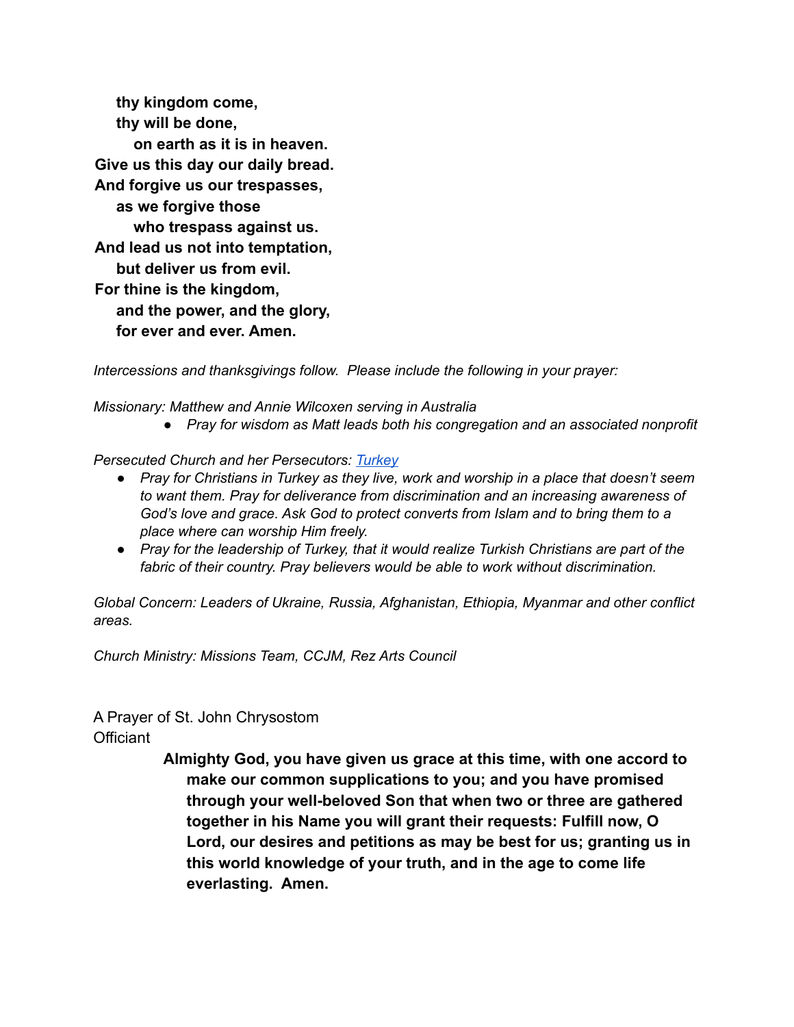**thy kingdom come,**
**thy will be done,**
**on earth as it is in heaven.**
**Give us this day our daily bread.**
**And forgive us our trespasses,**
**as we forgive those**
**who trespass against us.**
**And lead us not into temptation,**
**but deliver us from evil.**
**For thine is the kingdom,**
**and the power, and the glory,**
**for ever and ever. Amen.**

*Intercessions and thanksgivings follow. Please include the following in your prayer:*

*Missionary: Matthew and Annie Wilcoxen serving in Australia*

- *Pray for wisdom as Matt leads both his congregation and an associated nonprofit*

*Persecuted Church and her Persecutors: Turkey*

- *Pray for Christians in Turkey as they live, work and worship in a place that doesn't seem to want them. Pray for deliverance from discrimination and an increasing awareness of God's love and grace. Ask God to protect converts from Islam and to bring them to a place where can worship Him freely.*
- *Pray for the leadership of Turkey, that it would realize Turkish Christians are part of the fabric of their country. Pray believers would be able to work without discrimination.*

*Global Concern: Leaders of Ukraine, Russia, Afghanistan, Ethiopia, Myanmar and other conflict areas.*

*Church Ministry: Missions Team, CCJM, Rez Arts Council*

A Prayer of St. John Chrysostom
Officiant

**Almighty God, you have given us grace at this time, with one accord to make our common supplications to you; and you have promised through your well-beloved Son that when two or three are gathered together in his Name you will grant their requests: Fulfill now, O Lord, our desires and petitions as may be best for us; granting us in this world knowledge of your truth, and in the age to come life everlasting. Amen.**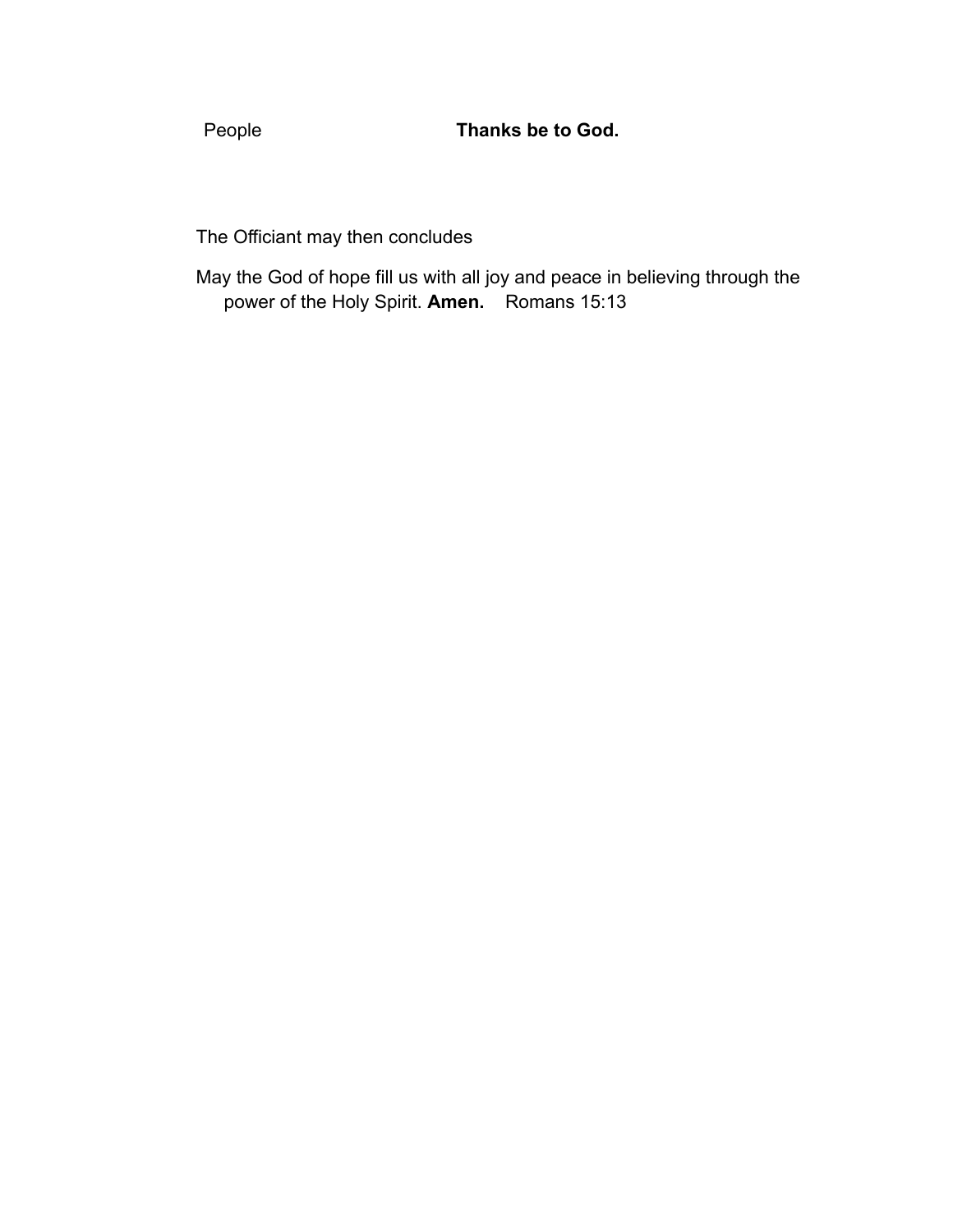People **Thanks be to God.**

The Officiant may then concludes

May the God of hope fill us with all joy and peace in believing through the power of the Holy Spirit. **Amen.** Romans 15:13